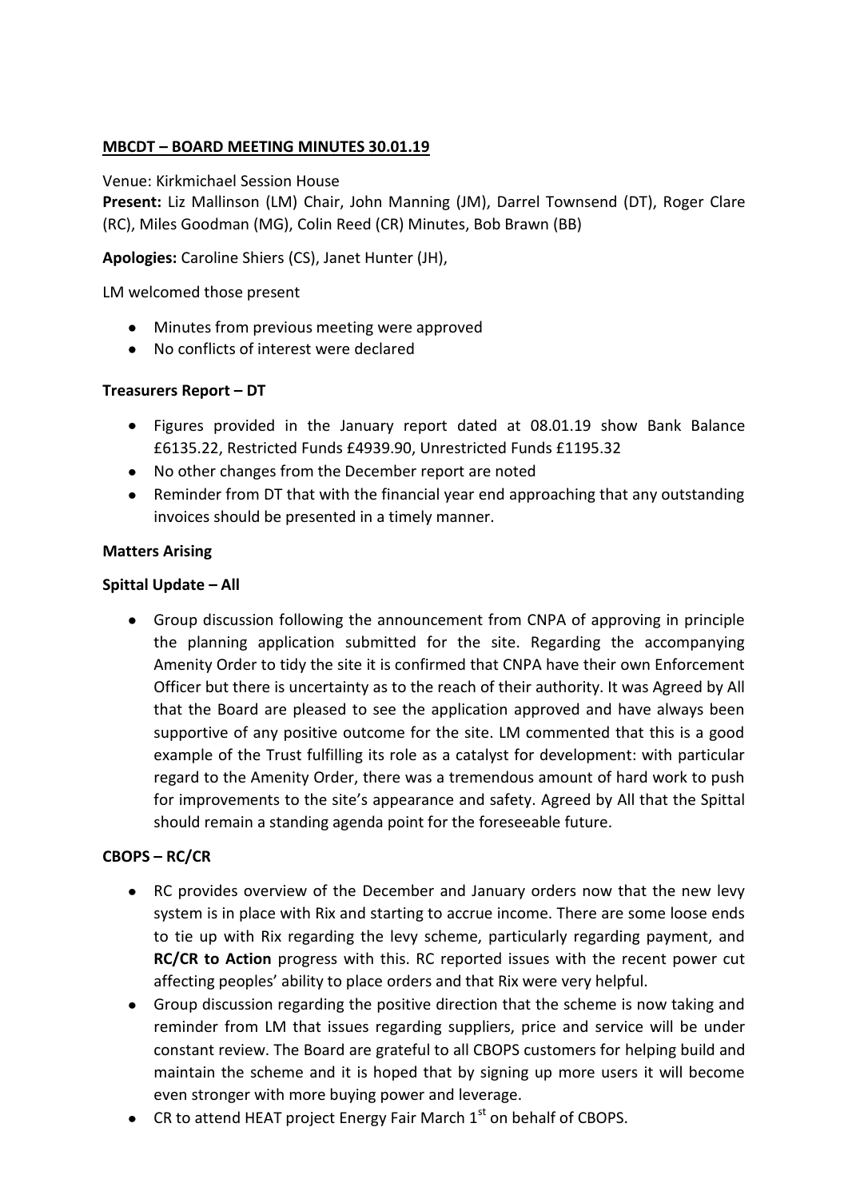**MBCDT – BOARD MEETING MINUTES 30.01.19**

Venue: Kirkmichael Session House

**Present:** Liz Mallinson (LM) Chair, John Manning (JM), Darrel Townsend (DT), Roger Clare (RC), Miles Goodman (MG), Colin Reed (CR) Minutes, Bob Brawn (BB)

**Apologies:** Caroline Shiers (CS), Janet Hunter (JH),

LM welcomed those present

- Minutes from previous meeting were approved
- No conflicts of interest were declared

**Treasurers Report – DT**

- Figures provided in the January report dated at 08.01.19 show Bank Balance £6135.22, Restricted Funds £4939.90, Unrestricted Funds £1195.32
- No other changes from the December report are noted
- Reminder from DT that with the financial year end approaching that any outstanding invoices should be presented in a timely manner.

**Matters Arising**

**Spittal Update – All**

- Group discussion following the announcement from CNPA of approving in principle the planning application submitted for the site. Regarding the accompanying Amenity Order to tidy the site it is confirmed that CNPA have their own Enforcement Officer but there is uncertainty as to the reach of their authority. It was Agreed by All that the Board are pleased to see the application approved and have always been supportive of any positive outcome for the site. LM commented that this is a good example of the Trust fulfilling its role as a catalyst for development: with particular regard to the Amenity Order, there was a tremendous amount of hard work to push for improvements to the site's appearance and safety. Agreed by All that the Spittal should remain a standing agenda point for the foreseeable future.

**CBOPS – RC/CR**

- RC provides overview of the December and January orders now that the new levy system is in place with Rix and starting to accrue income. There are some loose ends to tie up with Rix regarding the levy scheme, particularly regarding payment, and **RC/CR to Action** progress with this. RC reported issues with the recent power cut affecting peoples' ability to place orders and that Rix were very helpful.
- Group discussion regarding the positive direction that the scheme is now taking and reminder from LM that issues regarding suppliers, price and service will be under constant review. The Board are grateful to all CBOPS customers for helping build and maintain the scheme and it is hoped that by signing up more users it will become even stronger with more buying power and leverage.
- CR to attend HEAT project Energy Fair March 1st on behalf of CBOPS.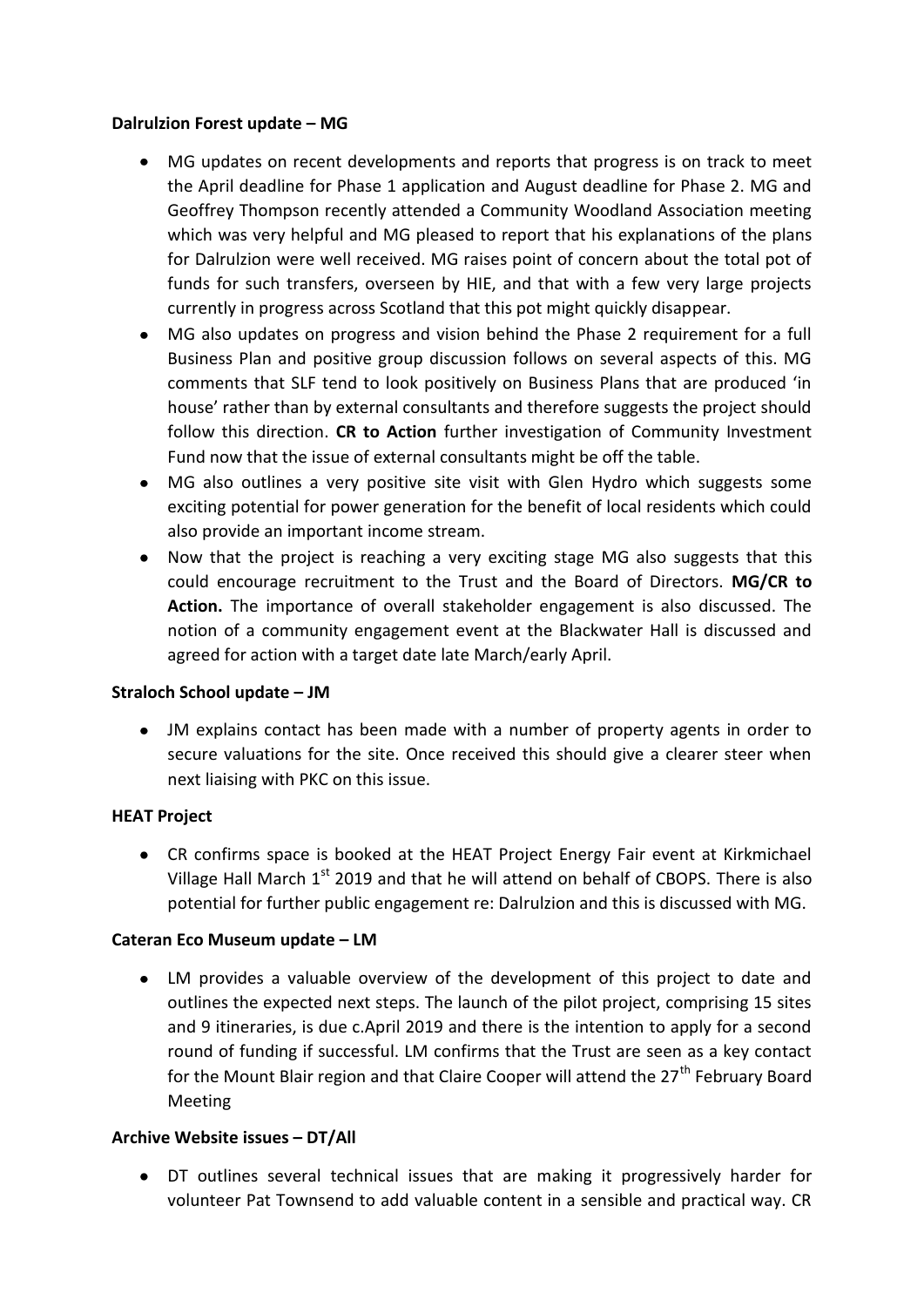**Dalrulzion Forest update – MG**

- MG updates on recent developments and reports that progress is on track to meet the April deadline for Phase 1 application and August deadline for Phase 2. MG and Geoffrey Thompson recently attended a Community Woodland Association meeting which was very helpful and MG pleased to report that his explanations of the plans for Dalrulzion were well received. MG raises point of concern about the total pot of funds for such transfers, overseen by HIE, and that with a few very large projects currently in progress across Scotland that this pot might quickly disappear.
- MG also updates on progress and vision behind the Phase 2 requirement for a full Business Plan and positive group discussion follows on several aspects of this. MG comments that SLF tend to look positively on Business Plans that are produced 'in house' rather than by external consultants and therefore suggests the project should follow this direction. **CR to Action** further investigation of Community Investment Fund now that the issue of external consultants might be off the table.
- MG also outlines a very positive site visit with Glen Hydro which suggests some exciting potential for power generation for the benefit of local residents which could also provide an important income stream.
- Now that the project is reaching a very exciting stage MG also suggests that this could encourage recruitment to the Trust and the Board of Directors. **MG/CR to Action.** The importance of overall stakeholder engagement is also discussed. The notion of a community engagement event at the Blackwater Hall is discussed and agreed for action with a target date late March/early April.

**Straloch School update – JM**

- JM explains contact has been made with a number of property agents in order to secure valuations for the site. Once received this should give a clearer steer when next liaising with PKC on this issue.

**HEAT Project**

- CR confirms space is booked at the HEAT Project Energy Fair event at Kirkmichael Village Hall March 1st 2019 and that he will attend on behalf of CBOPS. There is also potential for further public engagement re: Dalrulzion and this is discussed with MG.

**Cateran Eco Museum update – LM**

- LM provides a valuable overview of the development of this project to date and outlines the expected next steps. The launch of the pilot project, comprising 15 sites and 9 itineraries, is due c.April 2019 and there is the intention to apply for a second round of funding if successful. LM confirms that the Trust are seen as a key contact for the Mount Blair region and that Claire Cooper will attend the 27th February Board Meeting

**Archive Website issues – DT/All**

- DT outlines several technical issues that are making it progressively harder for volunteer Pat Townsend to add valuable content in a sensible and practical way. CR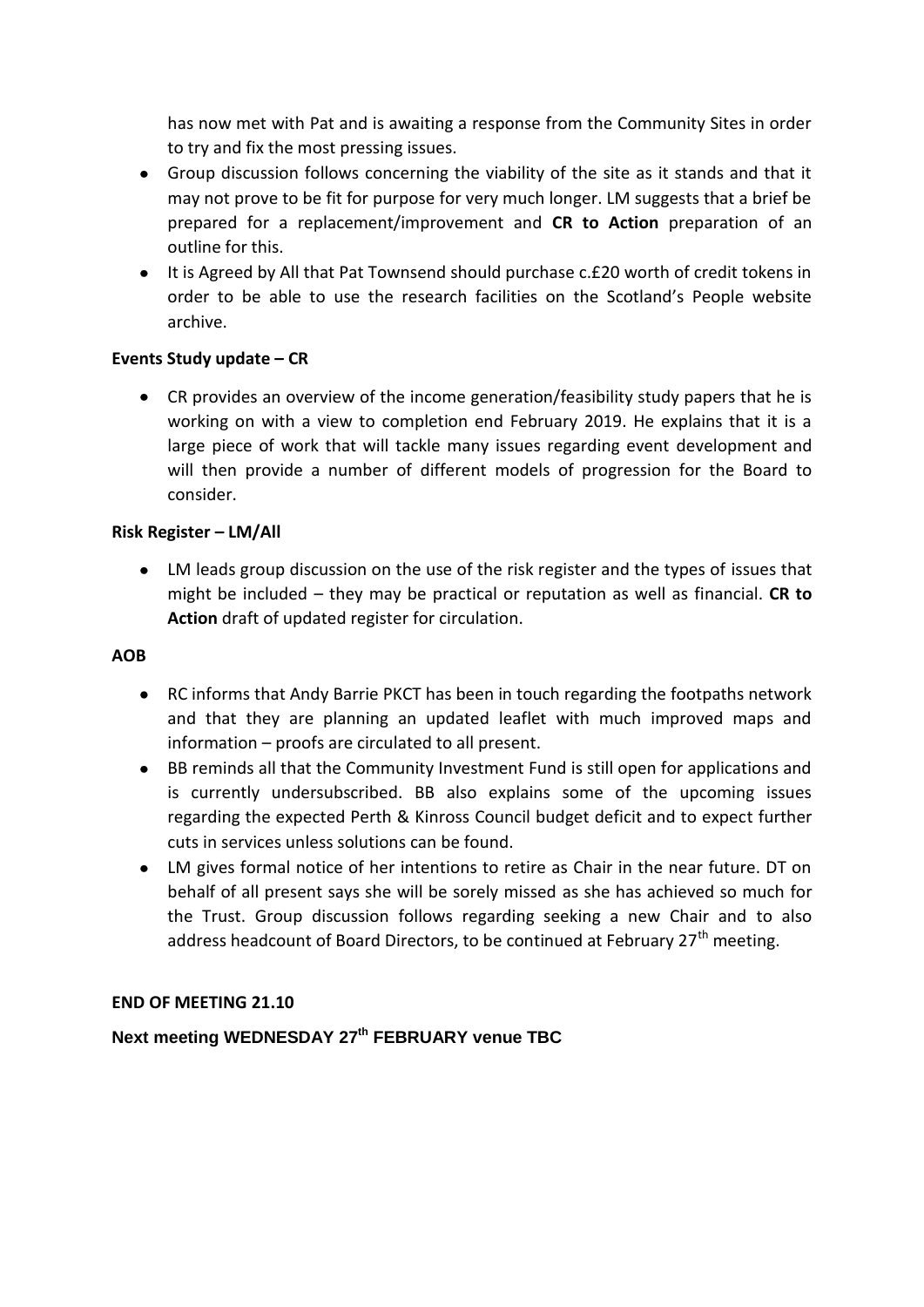has now met with Pat and is awaiting a response from the Community Sites in order to try and fix the most pressing issues.

- Group discussion follows concerning the viability of the site as it stands and that it may not prove to be fit for purpose for very much longer. LM suggests that a brief be prepared for a replacement/improvement and **CR to Action** preparation of an outline for this.
- It is Agreed by All that Pat Townsend should purchase c.£20 worth of credit tokens in order to be able to use the research facilities on the Scotland's People website archive.

**Events Study update – CR**

- CR provides an overview of the income generation/feasibility study papers that he is working on with a view to completion end February 2019. He explains that it is a large piece of work that will tackle many issues regarding event development and will then provide a number of different models of progression for the Board to consider.

**Risk Register – LM/All**

- LM leads group discussion on the use of the risk register and the types of issues that might be included – they may be practical or reputation as well as financial. **CR to Action** draft of updated register for circulation.

**AOB**

- RC informs that Andy Barrie PKCT has been in touch regarding the footpaths network and that they are planning an updated leaflet with much improved maps and information – proofs are circulated to all present.
- BB reminds all that the Community Investment Fund is still open for applications and is currently undersubscribed. BB also explains some of the upcoming issues regarding the expected Perth & Kinross Council budget deficit and to expect further cuts in services unless solutions can be found.
- LM gives formal notice of her intentions to retire as Chair in the near future. DT on behalf of all present says she will be sorely missed as she has achieved so much for the Trust. Group discussion follows regarding seeking a new Chair and to also address headcount of Board Directors, to be continued at February 27th meeting.

**END OF MEETING 21.10**

**Next meeting WEDNESDAY 27th FEBRUARY venue TBC**